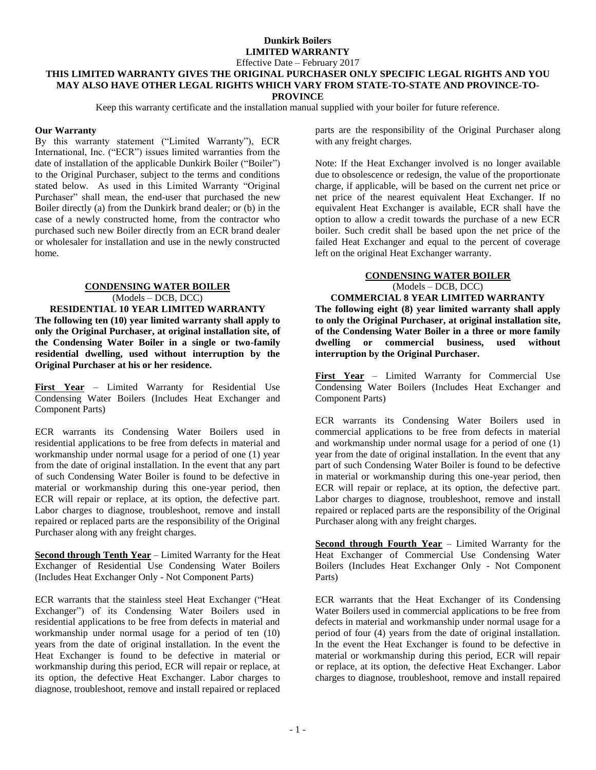# Dunkirk Boilers
## LIMITED WARRANTY

Effective Date – February 2017

**THIS LIMITED WARRANTY GIVES THE ORIGINAL PURCHASER ONLY SPECIFIC LEGAL RIGHTS AND YOU MAY ALSO HAVE OTHER LEGAL RIGHTS WHICH VARY FROM STATE-TO-STATE AND PROVINCE-TO-PROVINCE**

Keep this warranty certificate and the installation manual supplied with your boiler for future reference.

**Our Warranty**

By this warranty statement ("Limited Warranty"), ECR International, Inc. ("ECR") issues limited warranties from the date of installation of the applicable Dunkirk Boiler ("Boiler") to the Original Purchaser, subject to the terms and conditions stated below. As used in this Limited Warranty "Original Purchaser" shall mean, the end-user that purchased the new Boiler directly (a) from the Dunkirk brand dealer; or (b) in the case of a newly constructed home, from the contractor who purchased such new Boiler directly from an ECR brand dealer or wholesaler for installation and use in the newly constructed home.

### CONDENSING WATER BOILER
(Models – DCB, DCC)

**RESIDENTIAL 10 YEAR LIMITED WARRANTY**

**The following ten (10) year limited warranty shall apply to only the Original Purchaser, at original installation site, of the Condensing Water Boiler in a single or two-family residential dwelling, used without interruption by the Original Purchaser at his or her residence.**

**First Year** – Limited Warranty for Residential Use Condensing Water Boilers (Includes Heat Exchanger and Component Parts)

ECR warrants its Condensing Water Boilers used in residential applications to be free from defects in material and workmanship under normal usage for a period of one (1) year from the date of original installation. In the event that any part of such Condensing Water Boiler is found to be defective in material or workmanship during this one-year period, then ECR will repair or replace, at its option, the defective part. Labor charges to diagnose, troubleshoot, remove and install repaired or replaced parts are the responsibility of the Original Purchaser along with any freight charges.

**Second through Tenth Year** – Limited Warranty for the Heat Exchanger of Residential Use Condensing Water Boilers (Includes Heat Exchanger Only - Not Component Parts)

ECR warrants that the stainless steel Heat Exchanger ("Heat Exchanger") of its Condensing Water Boilers used in residential applications to be free from defects in material and workmanship under normal usage for a period of ten (10) years from the date of original installation. In the event the Heat Exchanger is found to be defective in material or workmanship during this period, ECR will repair or replace, at its option, the defective Heat Exchanger. Labor charges to diagnose, troubleshoot, remove and install repaired or replaced parts are the responsibility of the Original Purchaser along with any freight charges.

Note: If the Heat Exchanger involved is no longer available due to obsolescence or redesign, the value of the proportionate charge, if applicable, will be based on the current net price or net price of the nearest equivalent Heat Exchanger. If no equivalent Heat Exchanger is available, ECR shall have the option to allow a credit towards the purchase of a new ECR boiler. Such credit shall be based upon the net price of the failed Heat Exchanger and equal to the percent of coverage left on the original Heat Exchanger warranty.

### CONDENSING WATER BOILER
(Models – DCB, DCC)

**COMMERCIAL 8 YEAR LIMITED WARRANTY**

**The following eight (8) year limited warranty shall apply to only the Original Purchaser, at original installation site, of the Condensing Water Boiler in a three or more family dwelling or commercial business, used without interruption by the Original Purchaser.**

**First Year** – Limited Warranty for Commercial Use Condensing Water Boilers (Includes Heat Exchanger and Component Parts)

ECR warrants its Condensing Water Boilers used in commercial applications to be free from defects in material and workmanship under normal usage for a period of one (1) year from the date of original installation. In the event that any part of such Condensing Water Boiler is found to be defective in material or workmanship during this one-year period, then ECR will repair or replace, at its option, the defective part. Labor charges to diagnose, troubleshoot, remove and install repaired or replaced parts are the responsibility of the Original Purchaser along with any freight charges.

**Second through Fourth Year** – Limited Warranty for the Heat Exchanger of Commercial Use Condensing Water Boilers (Includes Heat Exchanger Only - Not Component Parts)

ECR warrants that the Heat Exchanger of its Condensing Water Boilers used in commercial applications to be free from defects in material and workmanship under normal usage for a period of four (4) years from the date of original installation. In the event the Heat Exchanger is found to be defective in material or workmanship during this period, ECR will repair or replace, at its option, the defective Heat Exchanger. Labor charges to diagnose, troubleshoot, remove and install repaired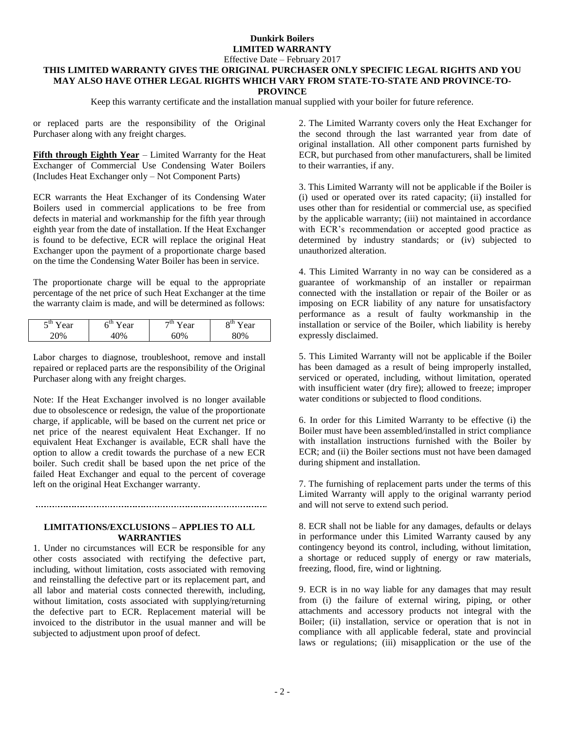or replaced parts are the responsibility of the Original Purchaser along with any freight charges.

**Fifth through Eighth Year** – Limited Warranty for the Heat Exchanger of Commercial Use Condensing Water Boilers (Includes Heat Exchanger only – Not Component Parts)

ECR warrants the Heat Exchanger of its Condensing Water Boilers used in commercial applications to be free from defects in material and workmanship for the fifth year through eighth year from the date of installation. If the Heat Exchanger is found to be defective, ECR will replace the original Heat Exchanger upon the payment of a proportionate charge based on the time the Condensing Water Boiler has been in service.

The proportionate charge will be equal to the appropriate percentage of the net price of such Heat Exchanger at the time the warranty claim is made, and will be determined as follows:

| 5th Year | 6th Year | 7th Year | 8th Year |
|---|---|---|---|
| 20% | 40% | 60% | 80% |

Labor charges to diagnose, troubleshoot, remove and install repaired or replaced parts are the responsibility of the Original Purchaser along with any freight charges.

Note: If the Heat Exchanger involved is no longer available due to obsolescence or redesign, the value of the proportionate charge, if applicable, will be based on the current net price or net price of the nearest equivalent Heat Exchanger. If no equivalent Heat Exchanger is available, ECR shall have the option to allow a credit towards the purchase of a new ECR boiler. Such credit shall be based upon the net price of the failed Heat Exchanger and equal to the percent of coverage left on the original Heat Exchanger warranty.

### LIMITATIONS/EXCLUSIONS – APPLIES TO ALL WARRANTIES

1. Under no circumstances will ECR be responsible for any other costs associated with rectifying the defective part, including, without limitation, costs associated with removing and reinstalling the defective part or its replacement part, and all labor and material costs connected therewith, including, without limitation, costs associated with supplying/returning the defective part to ECR. Replacement material will be invoiced to the distributor in the usual manner and will be subjected to adjustment upon proof of defect.

2. The Limited Warranty covers only the Heat Exchanger for the second through the last warranted year from date of original installation. All other component parts furnished by ECR, but purchased from other manufacturers, shall be limited to their warranties, if any.

3. This Limited Warranty will not be applicable if the Boiler is (i) used or operated over its rated capacity; (ii) installed for uses other than for residential or commercial use, as specified by the applicable warranty; (iii) not maintained in accordance with ECR's recommendation or accepted good practice as determined by industry standards; or (iv) subjected to unauthorized alteration.

4. This Limited Warranty in no way can be considered as a guarantee of workmanship of an installer or repairman connected with the installation or repair of the Boiler or as imposing on ECR liability of any nature for unsatisfactory performance as a result of faulty workmanship in the installation or service of the Boiler, which liability is hereby expressly disclaimed.

5. This Limited Warranty will not be applicable if the Boiler has been damaged as a result of being improperly installed, serviced or operated, including, without limitation, operated with insufficient water (dry fire); allowed to freeze; improper water conditions or subjected to flood conditions.

6. In order for this Limited Warranty to be effective (i) the Boiler must have been assembled/installed in strict compliance with installation instructions furnished with the Boiler by ECR; and (ii) the Boiler sections must not have been damaged during shipment and installation.

7. The furnishing of replacement parts under the terms of this Limited Warranty will apply to the original warranty period and will not serve to extend such period.

8. ECR shall not be liable for any damages, defaults or delays in performance under this Limited Warranty caused by any contingency beyond its control, including, without limitation, a shortage or reduced supply of energy or raw materials, freezing, flood, fire, wind or lightning.

9. ECR is in no way liable for any damages that may result from (i) the failure of external wiring, piping, or other attachments and accessory products not integral with the Boiler; (ii) installation, service or operation that is not in compliance with all applicable federal, state and provincial laws or regulations; (iii) misapplication or the use of the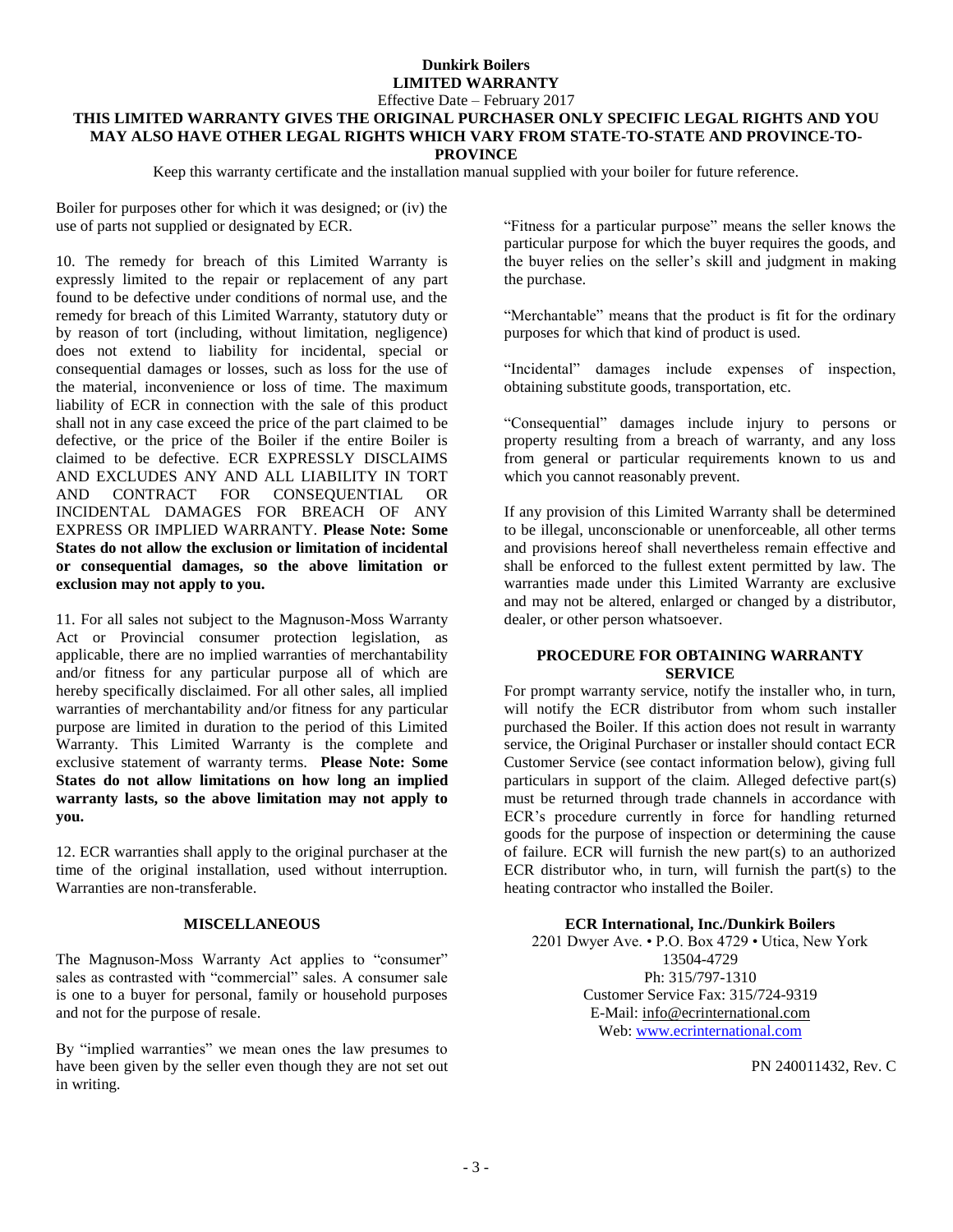**Dunkirk Boilers**
**LIMITED WARRANTY**
Effective Date – February 2017

**THIS LIMITED WARRANTY GIVES THE ORIGINAL PURCHASER ONLY SPECIFIC LEGAL RIGHTS AND YOU MAY ALSO HAVE OTHER LEGAL RIGHTS WHICH VARY FROM STATE-TO-STATE AND PROVINCE-TO-PROVINCE**

Keep this warranty certificate and the installation manual supplied with your boiler for future reference.

Boiler for purposes other for which it was designed; or (iv) the use of parts not supplied or designated by ECR.

10. The remedy for breach of this Limited Warranty is expressly limited to the repair or replacement of any part found to be defective under conditions of normal use, and the remedy for breach of this Limited Warranty, statutory duty or by reason of tort (including, without limitation, negligence) does not extend to liability for incidental, special or consequential damages or losses, such as loss for the use of the material, inconvenience or loss of time. The maximum liability of ECR in connection with the sale of this product shall not in any case exceed the price of the part claimed to be defective, or the price of the Boiler if the entire Boiler is claimed to be defective. ECR EXPRESSLY DISCLAIMS AND EXCLUDES ANY AND ALL LIABILITY IN TORT AND CONTRACT FOR CONSEQUENTIAL OR INCIDENTAL DAMAGES FOR BREACH OF ANY EXPRESS OR IMPLIED WARRANTY. **Please Note: Some States do not allow the exclusion or limitation of incidental or consequential damages, so the above limitation or exclusion may not apply to you.**

11. For all sales not subject to the Magnuson-Moss Warranty Act or Provincial consumer protection legislation, as applicable, there are no implied warranties of merchantability and/or fitness for any particular purpose all of which are hereby specifically disclaimed. For all other sales, all implied warranties of merchantability and/or fitness for any particular purpose are limited in duration to the period of this Limited Warranty. This Limited Warranty is the complete and exclusive statement of warranty terms. **Please Note: Some States do not allow limitations on how long an implied warranty lasts, so the above limitation may not apply to you.**

12. ECR warranties shall apply to the original purchaser at the time of the original installation, used without interruption. Warranties are non-transferable.

## MISCELLANEOUS

The Magnuson-Moss Warranty Act applies to "consumer" sales as contrasted with "commercial" sales. A consumer sale is one to a buyer for personal, family or household purposes and not for the purpose of resale.

By "implied warranties" we mean ones the law presumes to have been given by the seller even though they are not set out in writing.

"Fitness for a particular purpose" means the seller knows the particular purpose for which the buyer requires the goods, and the buyer relies on the seller's skill and judgment in making the purchase.

"Merchantable" means that the product is fit for the ordinary purposes for which that kind of product is used.

"Incidental" damages include expenses of inspection, obtaining substitute goods, transportation, etc.

"Consequential" damages include injury to persons or property resulting from a breach of warranty, and any loss from general or particular requirements known to us and which you cannot reasonably prevent.

If any provision of this Limited Warranty shall be determined to be illegal, unconscionable or unenforceable, all other terms and provisions hereof shall nevertheless remain effective and shall be enforced to the fullest extent permitted by law. The warranties made under this Limited Warranty are exclusive and may not be altered, enlarged or changed by a distributor, dealer, or other person whatsoever.

## PROCEDURE FOR OBTAINING WARRANTY SERVICE

For prompt warranty service, notify the installer who, in turn, will notify the ECR distributor from whom such installer purchased the Boiler. If this action does not result in warranty service, the Original Purchaser or installer should contact ECR Customer Service (see contact information below), giving full particulars in support of the claim. Alleged defective part(s) must be returned through trade channels in accordance with ECR's procedure currently in force for handling returned goods for the purpose of inspection or determining the cause of failure. ECR will furnish the new part(s) to an authorized ECR distributor who, in turn, will furnish the part(s) to the heating contractor who installed the Boiler.

**ECR International, Inc./Dunkirk Boilers**
2201 Dwyer Ave. • P.O. Box 4729 • Utica, New York 13504-4729
Ph: 315/797-1310
Customer Service Fax: 315/724-9319
E-Mail: info@ecrinternational.com
Web: www.ecrinternational.com

PN 240011432, Rev. C